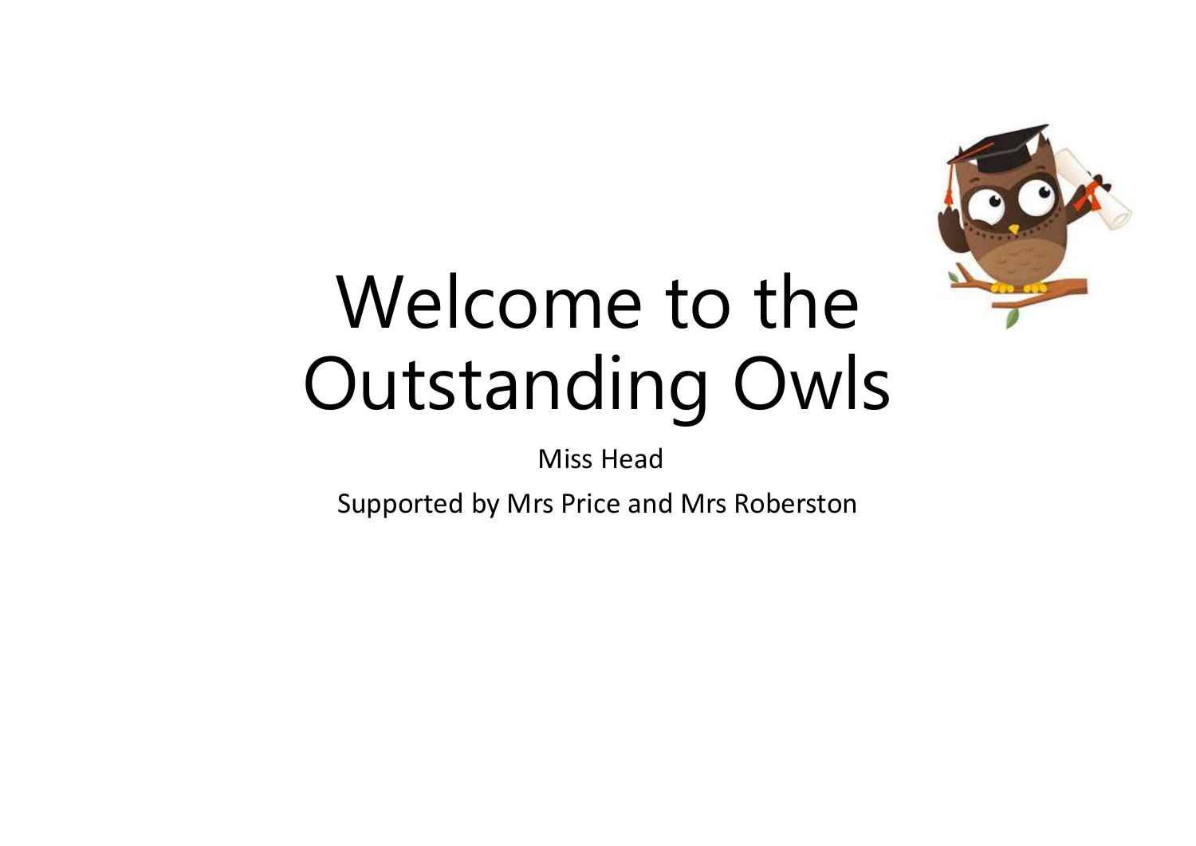# Welcome to the Outstanding Owls

Miss Head

Supported by Mrs Price and Mrs Roberston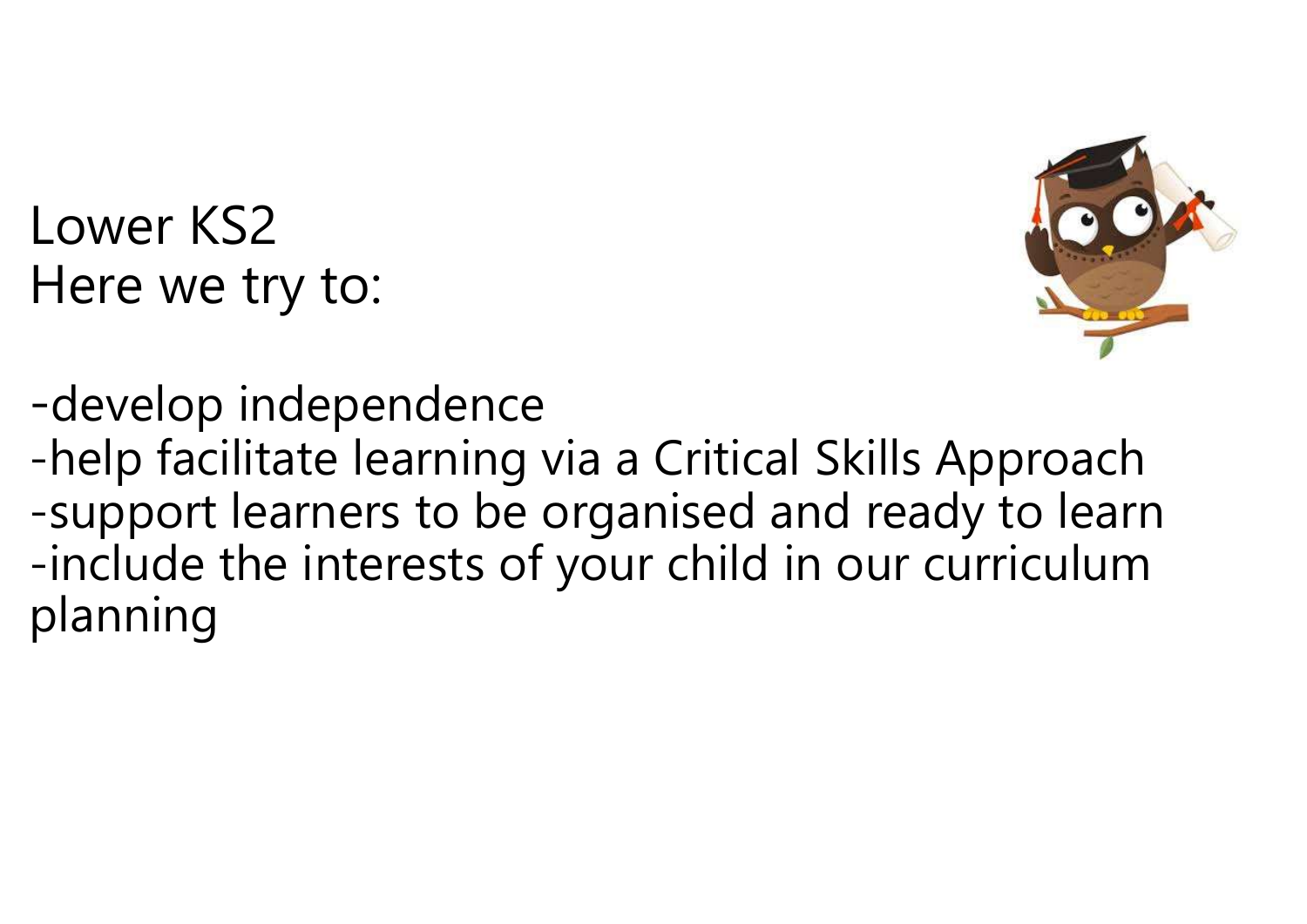Lower KS2
Here we try to:

- develop independence
- help facilitate learning via a Critical Skills Approach
- support learners to be organised and ready to learn
- include the interests of your child in our curriculum planning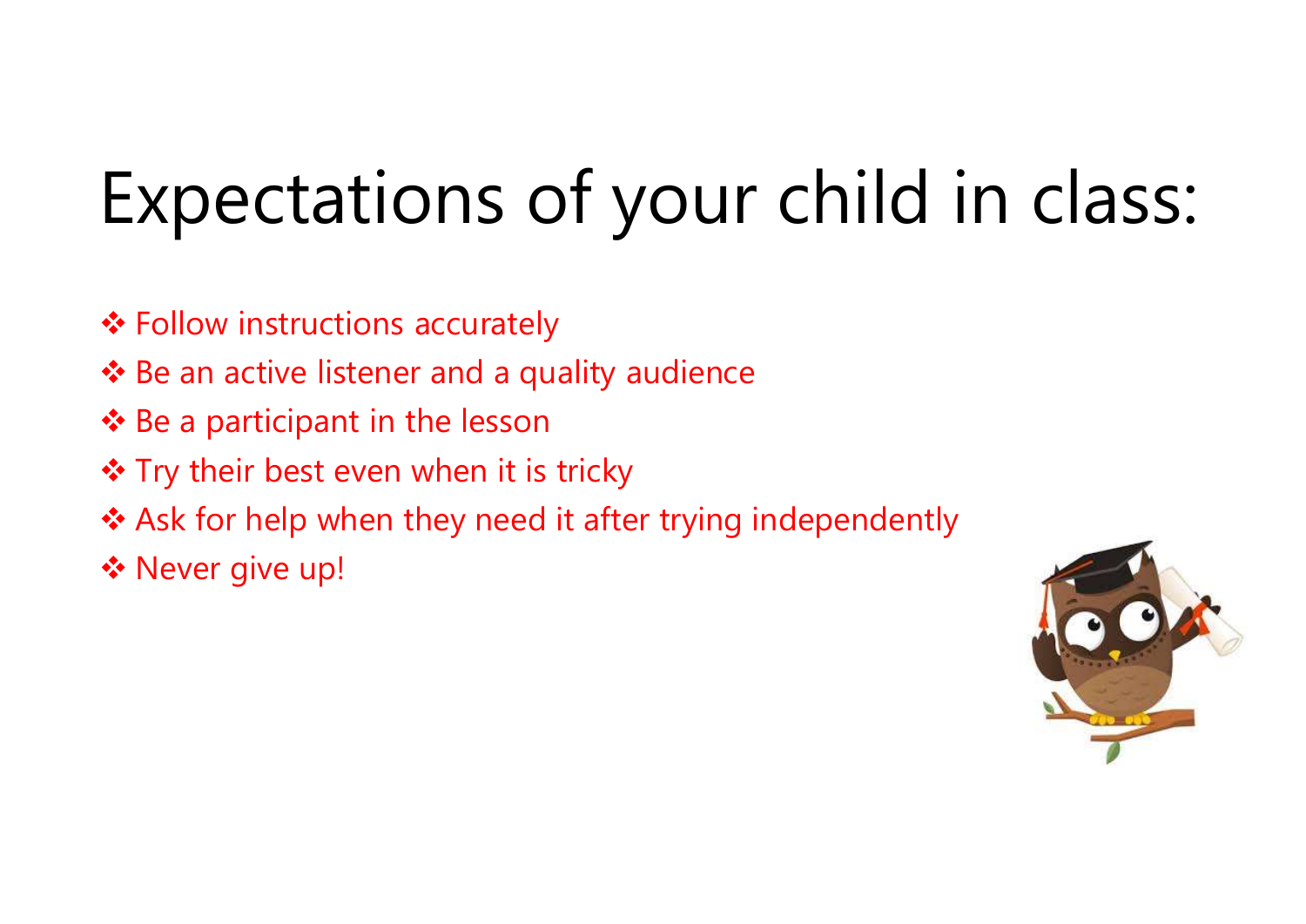# Expectations of your child in class:

- ❖ Follow instructions accurately
- ❖ Be an active listener and a quality audience
- ❖ Be a participant in the lesson
- ❖ Try their best even when it is tricky
- ❖ Ask for help when they need it after trying independently
- ❖ Never give up!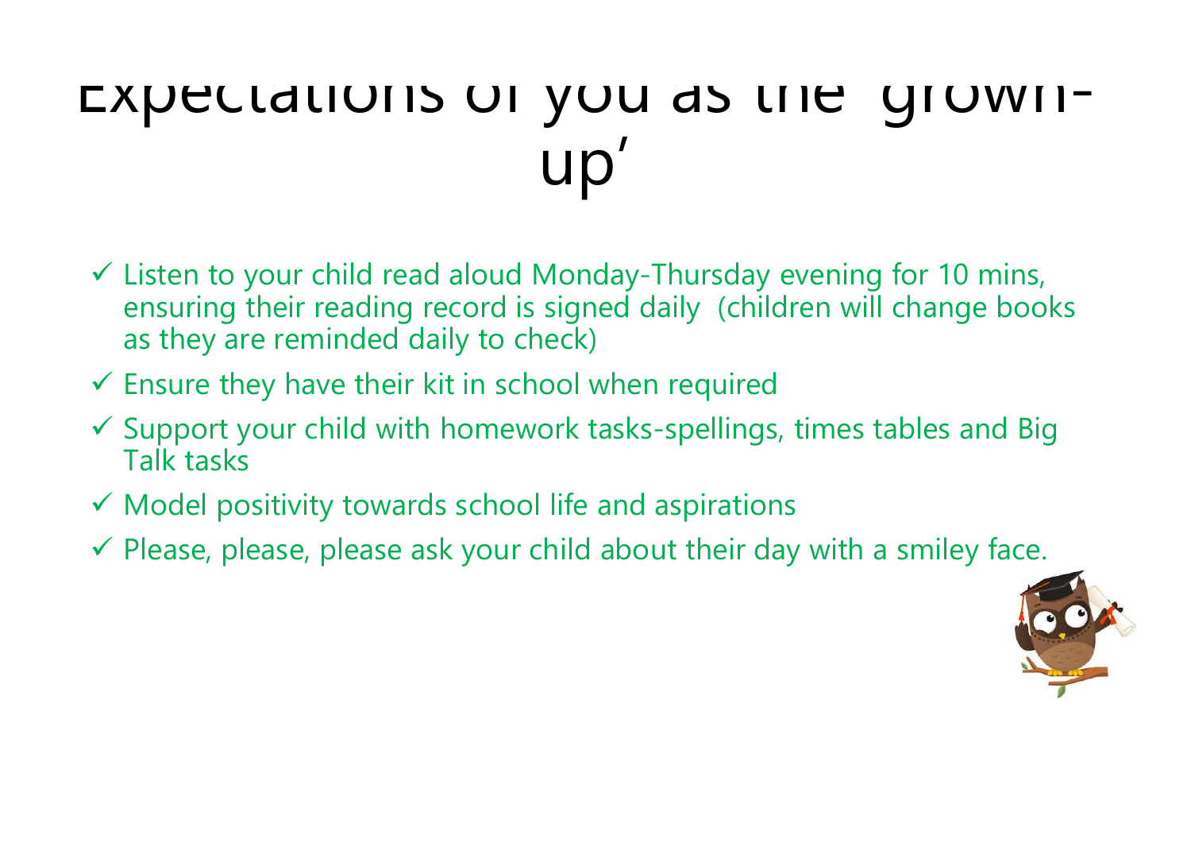# Expectations of you as the 'grown-up'

- ✓ Listen to your child read aloud Monday-Thursday evening for 10 mins, ensuring their reading record is signed daily (children will change books as they are reminded daily to check)
- ✓ Ensure they have their kit in school when required
- ✓ Support your child with homework tasks-spellings, times tables and Big Talk tasks
- ✓ Model positivity towards school life and aspirations
- ✓ Please, please, please ask your child about their day with a smiley face.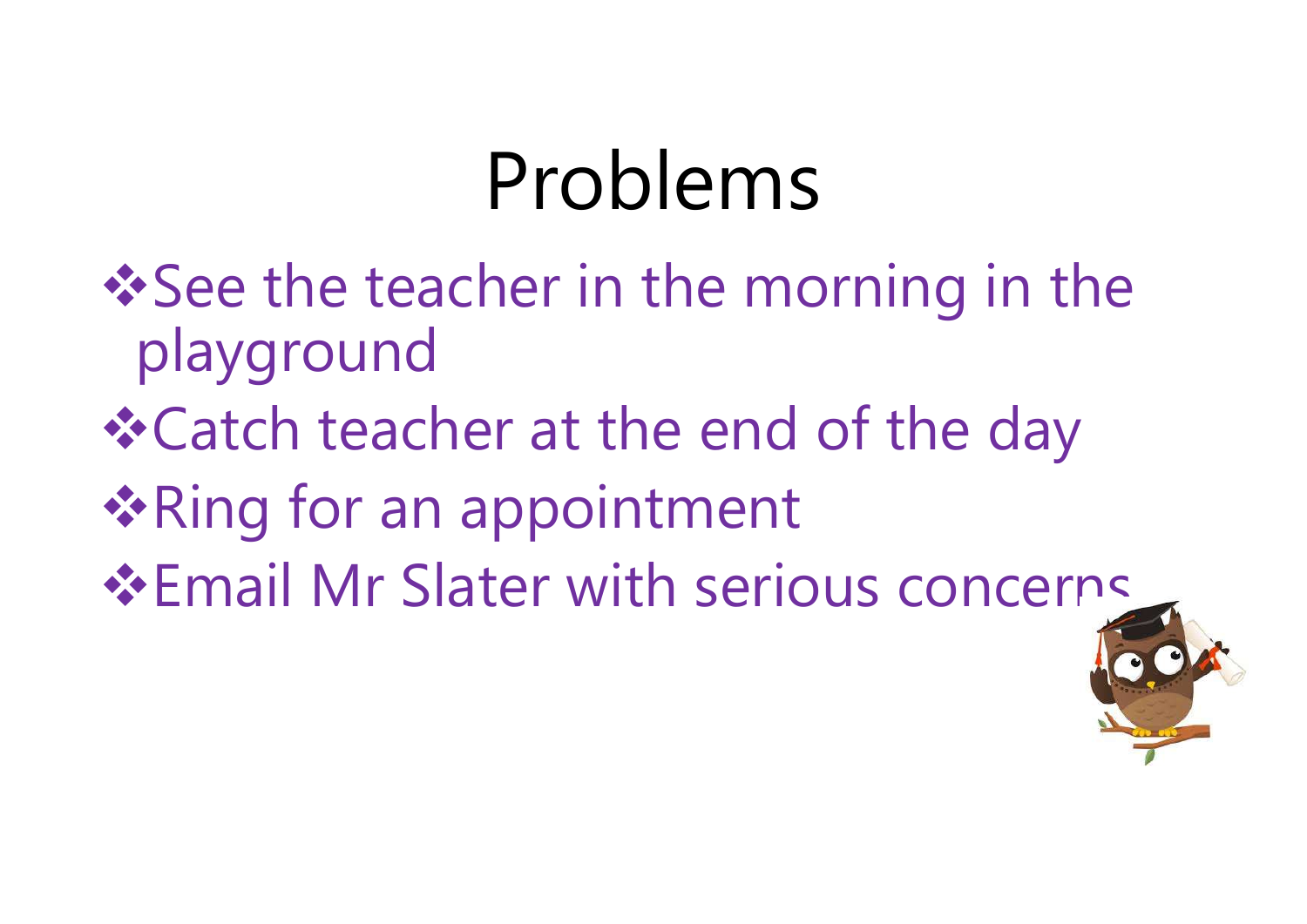# Problems

- See the teacher in the morning in the playground
- Catch teacher at the end of the day
- Ring for an appointment
- Email Mr Slater with serious concerns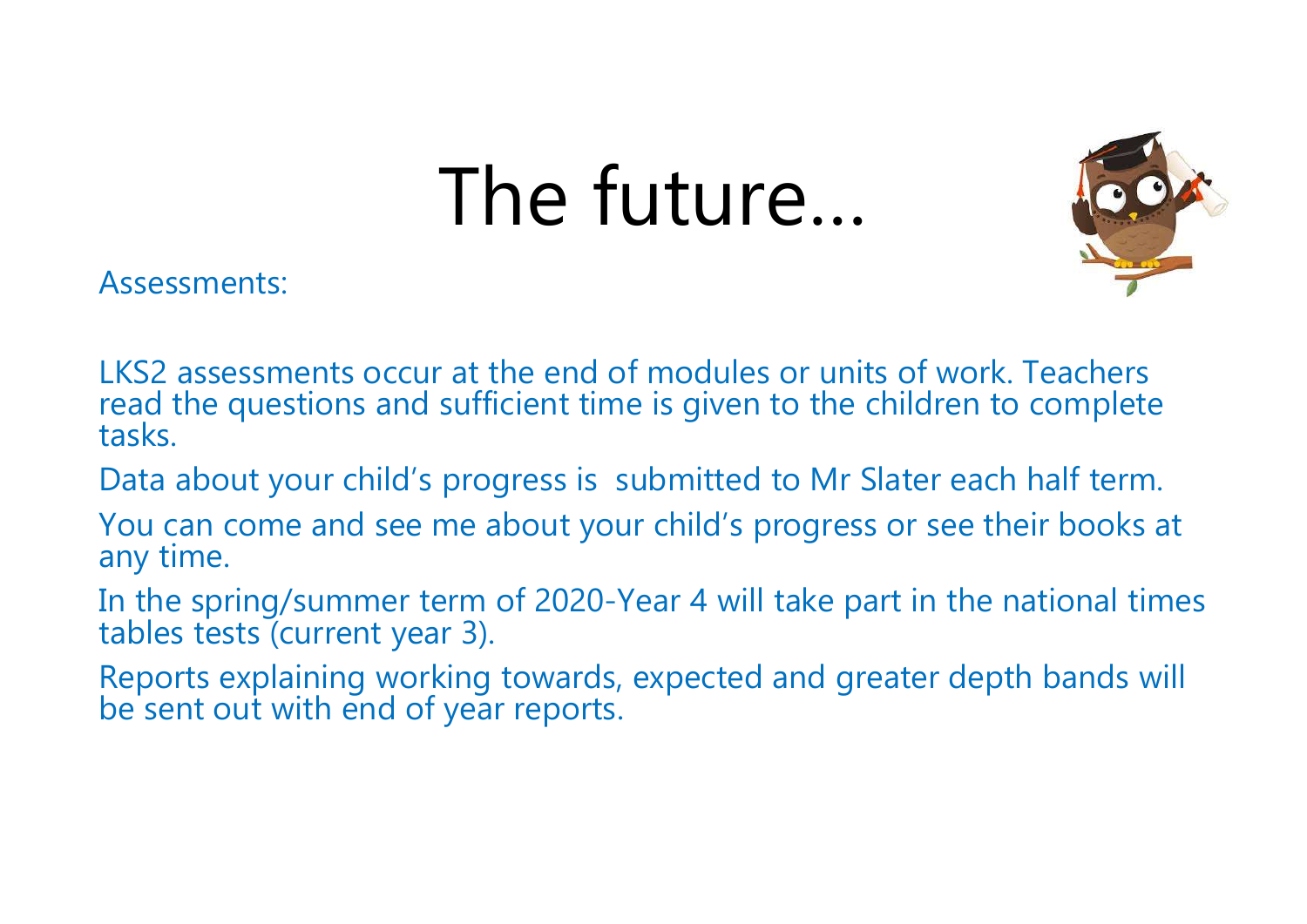# The future…

Assessments:

LKS2 assessments occur at the end of modules or units of work. Teachers read the questions and sufficient time is given to the children to complete tasks.

Data about your child's progress is submitted to Mr Slater each half term.

You can come and see me about your child's progress or see their books at any time.

In the spring/summer term of 2020-Year 4 will take part in the national times tables tests (current year 3).

Reports explaining working towards, expected and greater depth bands will be sent out with end of year reports.